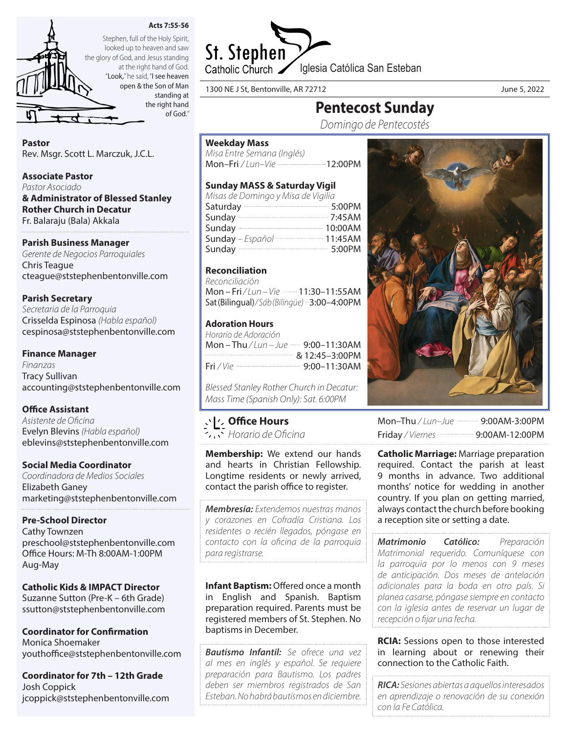**Acts 7:55-56**

Stephen, full of the Holy Spirit, looked up to heaven and saw the glory of God, and Jesus standing at the right hand of God. "Look," he said, "I see heaven open & the Son of Man standing at the right hand of God."

# St. Stephen Catholic Church

Iglesia Católica San Esteban

1300 NE J St, Bentonville, AR 72712

June 5, 2022

## Pentecost Sunday

*Domingo de Pentecostés*

**Pastor**
Rev. Msgr. Scott L. Marczuk, J.C.L.

**Associate Pastor**
*Pastor Asociado*
**& Administrator of Blessed Stanley Rother Church in Decatur**
Fr. Balaraju (Bala) Akkala

**Parish Business Manager**
*Gerente de Negocios Parroquiales*
Chris Teague
cteague@ststephenbentonville.com

**Parish Secretary**
*Secretaria de la Parroquia*
Crisselda Espinosa *(Habla español)*
cespinosa@ststephenbentonville.com

**Finance Manager**
*Finanzas*
Tracy Sullivan
accounting@ststephenbentonville.com

**Office Assistant**
*Asistente de Oficina*
Evelyn Blevins *(Habla español)*
eblevins@ststephenbentonville.com

**Social Media Coordinator**
*Coordinadora de Medios Sociales*
Elizabeth Ganey
marketing@ststephenbentonville.com

**Pre-School Director**
Cathy Townzen
preschool@ststephenbentonville.com
Office Hours: M-Th 8:00AM-1:00PM
Aug-May

**Catholic Kids & IMPACT Director**
Suzanne Sutton (Pre-K – 6th Grade)
ssutton@ststephenbentonville.com

**Coordinator for Confirmation**
Monica Shoemaker
youthoffice@ststephenbentonville.com

**Coordinator for 7th – 12th Grade**
Josh Coppick
jcoppick@ststephenbentonville.com

**Weekday Mass**
*Misa Entre Semana (Inglés)*
Mon–Fri */ Lun–Vie* ........ 12:00PM

**Sunday MASS & Saturday Vigil**
*Misas de Domingo y Misa de Vigilia*
Saturday ........ 5:00PM
Sunday ........ 7:45AM
Sunday ........ 10:00AM
Sunday *– Español* ........ 11:45AM
Sunday ........ 5:00PM

**Reconciliation**
*Reconciliación*
Mon – Fri */ Lun – Vie* ........ 11:30–11:55AM
Sat (Bilingual) */ Sáb (Bilingüe)* ........ 3:00–4:00PM

**Adoration Hours**
*Horario de Adoración*
Mon – Thu */ Lun – Jue* ........ 9:00–11:30AM & 12:45–3:00PM
Fri */ Vie* ........ 9:00–11:30AM

*Blessed Stanley Rother Church in Decatur: Mass Time (Spanish Only): Sat. 6:00PM*

**Office Hours**
*Horario de Oficina*
Mon–Thu */ Lun–Jue* ........ 9:00AM-3:00PM
Friday */ Viernes* ........ 9:00AM-12:00PM

**Membership:** We extend our hands and hearts in Christian Fellowship. Longtime residents or newly arrived, contact the parish office to register.

***Membresía:*** *Extendemos nuestras manos y corazones en Cofradía Cristiana. Los residentes o recién llegados, póngase en contacto con la oficina de la parroquia para registrarse.*

**Infant Baptism:** Offered once a month in English and Spanish. Baptism preparation required. Parents must be registered members of St. Stephen. No baptisms in December.

***Bautismo Infantil:*** *Se ofrece una vez al mes en inglés y español. Se requiere preparación para Bautismo. Los padres deben ser miembros registrados de San Esteban. No habrá bautismos en diciembre.*

**Catholic Marriage:** Marriage preparation required. Contact the parish at least 9 months in advance. Two additional months' notice for wedding in another country. If you plan on getting married, always contact the church before booking a reception site or setting a date.

***Matrimonio Católico:*** *Preparación Matrimonial requerido. Comuníquese con la parroquia por lo menos con 9 meses de anticipación. Dos meses de antelación adicionales para la boda en otro país. Si planea casarse, póngase siempre en contacto con la iglesia antes de reservar un lugar de recepción o fijar una fecha.*

**RCIA:** Sessions open to those interested in learning about or renewing their connection to the Catholic Faith.

***RICA:*** *Sesiones abiertas a aquellos interesados en aprendizaje o renovación de su conexión con la Fe Católica.*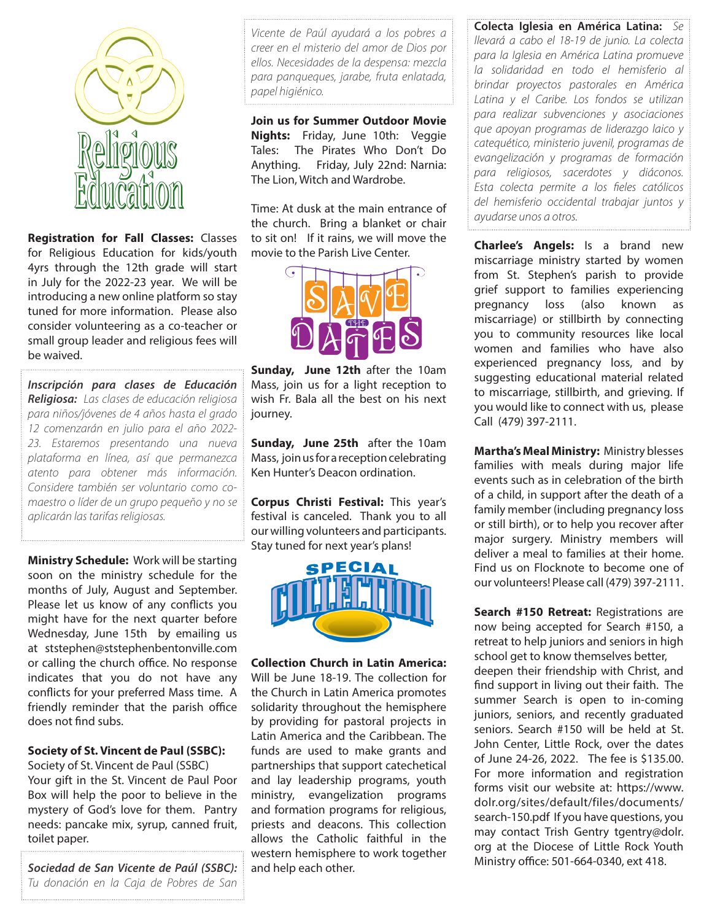**Registration for Fall Classes:** Classes for Religious Education for kids/youth 4yrs through the 12th grade will start in July for the 2022-23 year. We will be introducing a new online platform so stay tuned for more information. Please also consider volunteering as a co-teacher or small group leader and religious fees will be waived.

***Inscripción para clases de Educación Religiosa:*** *Las clases de educación religiosa para niños/jóvenes de 4 años hasta el grado 12 comenzarán en julio para el año 2022-23. Estaremos presentando una nueva plataforma en línea, así que permanezca atento para obtener más información. Considere también ser voluntario como co-maestro o líder de un grupo pequeño y no se aplicarán las tarifas religiosas.*

**Ministry Schedule:** Work will be starting soon on the ministry schedule for the months of July, August and September. Please let us know of any conflicts you might have for the next quarter before Wednesday, June 15th by emailing us at ststephen@ststephenbentonville.com or calling the church office. No response indicates that you do not have any conflicts for your preferred Mass time. A friendly reminder that the parish office does not find subs.

**Society of St. Vincent de Paul (SSBC):**
Society of St. Vincent de Paul (SSBC)
Your gift in the St. Vincent de Paul Poor Box will help the poor to believe in the mystery of God's love for them. Pantry needs: pancake mix, syrup, canned fruit, toilet paper.

***Sociedad de San Vicente de Paúl (SSBC):*** *Tu donación en la Caja de Pobres de San Vicente de Paúl ayudará a los pobres a creer en el misterio del amor de Dios por ellos. Necesidades de la despensa: mezcla para panqueques, jarabe, fruta enlatada, papel higiénico.*

**Join us for Summer Outdoor Movie Nights:** Friday, June 10th: Veggie Tales: The Pirates Who Don't Do Anything. Friday, July 22nd: Narnia: The Lion, Witch and Wardrobe.

Time: At dusk at the main entrance of the church. Bring a blanket or chair to sit on! If it rains, we will move the movie to the Parish Live Center.

**Sunday, June 12th** after the 10am Mass, join us for a light reception to wish Fr. Bala all the best on his next journey.

**Sunday, June 25th** after the 10am Mass, join us for a reception celebrating Ken Hunter's Deacon ordination.

**Corpus Christi Festival:** This year's festival is canceled. Thank you to all our willing volunteers and participants. Stay tuned for next year's plans!

**Collection Church in Latin America:** Will be June 18-19. The collection for the Church in Latin America promotes solidarity throughout the hemisphere by providing for pastoral projects in Latin America and the Caribbean. The funds are used to make grants and partnerships that support catechetical and lay leadership programs, youth ministry, evangelization programs and formation programs for religious, priests and deacons. This collection allows the Catholic faithful in the western hemisphere to work together and help each other.

**Colecta Iglesia en América Latina:** *Se llevará a cabo el 18-19 de junio. La colecta para la Iglesia en América Latina promueve la solidaridad en todo el hemisferio al brindar proyectos pastorales en América Latina y el Caribe. Los fondos se utilizan para realizar subvenciones y asociaciones que apoyan programas de liderazgo laico y catequético, ministerio juvenil, programas de evangelización y programas de formación para religiosos, sacerdotes y diáconos. Esta colecta permite a los fieles católicos del hemisferio occidental trabajar juntos y ayudarse unos a otros.*

**Charlee's Angels:** Is a brand new miscarriage ministry started by women from St. Stephen's parish to provide grief support to families experiencing pregnancy loss (also known as miscarriage) or stillbirth by connecting you to community resources like local women and families who have also experienced pregnancy loss, and by suggesting educational material related to miscarriage, stillbirth, and grieving. If you would like to connect with us, please Call (479) 397-2111.

**Martha's Meal Ministry:** Ministry blesses families with meals during major life events such as in celebration of the birth of a child, in support after the death of a family member (including pregnancy loss or still birth), or to help you recover after major surgery. Ministry members will deliver a meal to families at their home. Find us on Flocknote to become one of our volunteers! Please call (479) 397-2111.

**Search #150 Retreat:** Registrations are now being accepted for Search #150, a retreat to help juniors and seniors in high school get to know themselves better, deepen their friendship with Christ, and find support in living out their faith. The summer Search is open to in-coming juniors, seniors, and recently graduated seniors. Search #150 will be held at St. John Center, Little Rock, over the dates of June 24-26, 2022. The fee is $135.00. For more information and registration forms visit our website at: https://www.dolr.org/sites/default/files/documents/search-150.pdf If you have questions, you may contact Trish Gentry tgentry@dolr.org at the Diocese of Little Rock Youth Ministry office: 501-664-0340, ext 418.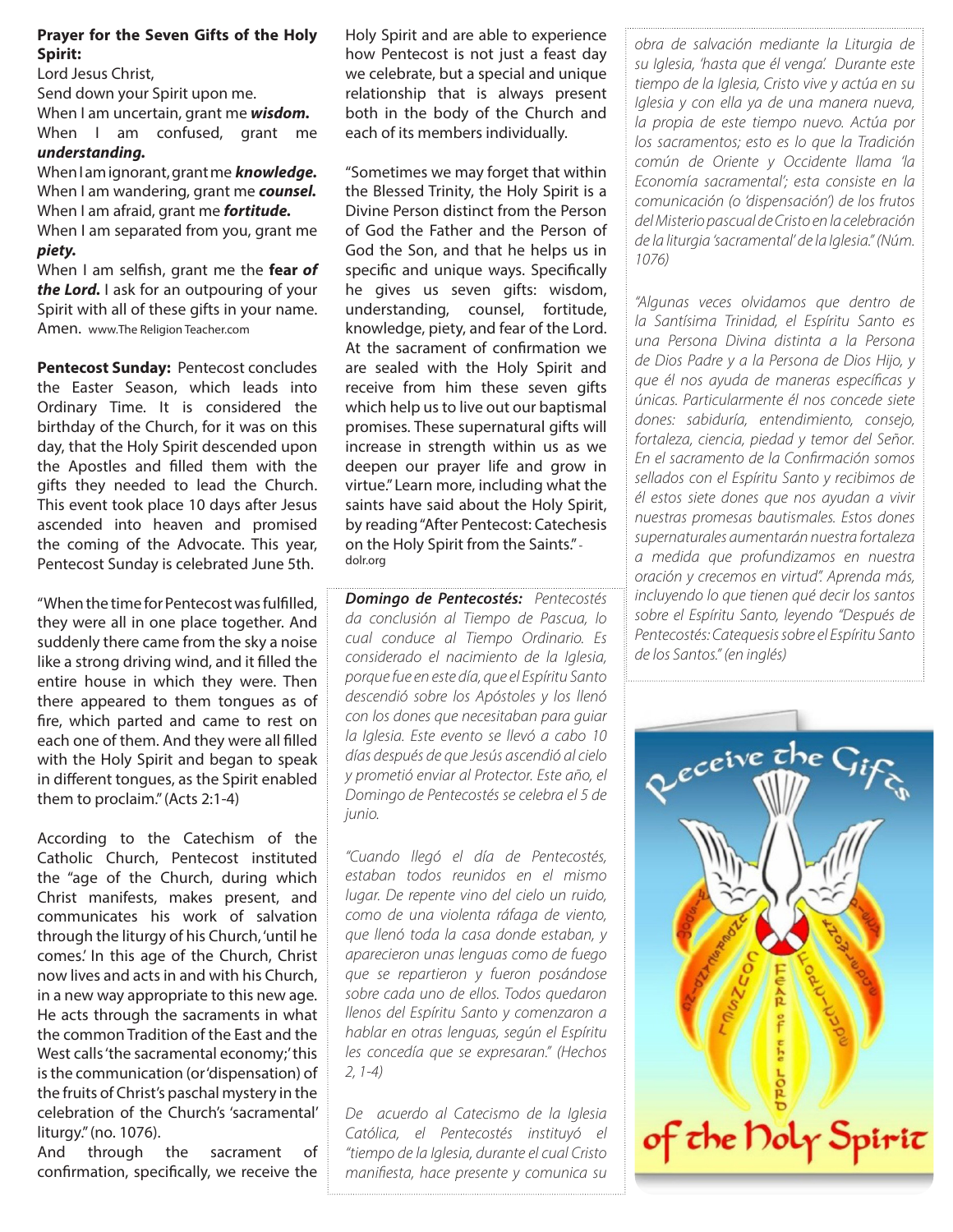**Prayer for the Seven Gifts of the Holy Spirit:**

Lord Jesus Christ,
Send down your Spirit upon me.
When I am uncertain, grant me ***wisdom.***
When I am confused, grant me ***understanding.***
When I am ignorant, grant me ***knowledge.***
When I am wandering, grant me ***counsel.***
When I am afraid, grant me ***fortitude.***
When I am separated from you, grant me ***piety.***
When I am selfish, grant me the **fear *of the Lord.*** I ask for an outpouring of your Spirit with all of these gifts in your name. Amen. www.The Religion Teacher.com

**Pentecost Sunday:** Pentecost concludes the Easter Season, which leads into Ordinary Time. It is considered the birthday of the Church, for it was on this day, that the Holy Spirit descended upon the Apostles and filled them with the gifts they needed to lead the Church. This event took place 10 days after Jesus ascended into heaven and promised the coming of the Advocate. This year, Pentecost Sunday is celebrated June 5th.

"When the time for Pentecost was fulfilled, they were all in one place together. And suddenly there came from the sky a noise like a strong driving wind, and it filled the entire house in which they were. Then there appeared to them tongues as of fire, which parted and came to rest on each one of them. And they were all filled with the Holy Spirit and began to speak in different tongues, as the Spirit enabled them to proclaim." (Acts 2:1-4)

According to the Catechism of the Catholic Church, Pentecost instituted the "age of the Church, during which Christ manifests, makes present, and communicates his work of salvation through the liturgy of his Church, 'until he comes.' In this age of the Church, Christ now lives and acts in and with his Church, in a new way appropriate to this new age. He acts through the sacraments in what the common Tradition of the East and the West calls 'the sacramental economy;' this is the communication (or 'dispensation) of the fruits of Christ's paschal mystery in the celebration of the Church's 'sacramental' liturgy." (no. 1076).
And through the sacrament of confirmation, specifically, we receive the Holy Spirit and are able to experience how Pentecost is not just a feast day we celebrate, but a special and unique relationship that is always present both in the body of the Church and each of its members individually.

"Sometimes we may forget that within the Blessed Trinity, the Holy Spirit is a Divine Person distinct from the Person of God the Father and the Person of God the Son, and that he helps us in specific and unique ways. Specifically he gives us seven gifts: wisdom, understanding, counsel, fortitude, knowledge, piety, and fear of the Lord. At the sacrament of confirmation we are sealed with the Holy Spirit and receive from him these seven gifts which help us to live out our baptismal promises. These supernatural gifts will increase in strength within us as we deepen our prayer life and grow in virtue." Learn more, including what the saints have said about the Holy Spirit, by reading "After Pentecost: Catechesis on the Holy Spirit from the Saints." - dolr.org

***Domingo de Pentecostés:*** *Pentecostés da conclusión al Tiempo de Pascua, lo cual conduce al Tiempo Ordinario. Es considerado el nacimiento de la Iglesia, porque fue en este día, que el Espíritu Santo descendió sobre los Apóstoles y los llenó con los dones que necesitaban para guiar la Iglesia. Este evento se llevó a cabo 10 días después de que Jesús ascendió al cielo y prometió enviar al Protector. Este año, el Domingo de Pentecostés se celebra el 5 de junio.*

*"Cuando llegó el día de Pentecostés, estaban todos reunidos en el mismo lugar. De repente vino del cielo un ruido, como de una violenta ráfaga de viento, que llenó toda la casa donde estaban, y aparecieron unas lenguas como de fuego que se repartieron y fueron posándose sobre cada uno de ellos. Todos quedaron llenos del Espíritu Santo y comenzaron a hablar en otras lenguas, según el Espíritu les concedía que se expresaran." (Hechos 2, 1-4)*

*De acuerdo al Catecismo de la Iglesia Católica, el Pentecostés instituyó el "tiempo de la Iglesia, durante el cual Cristo manifiesta, hace presente y comunica su obra de salvación mediante la Liturgia de su Iglesia, 'hasta que él venga'. Durante este tiempo de la Iglesia, Cristo vive y actúa en su Iglesia y con ella ya de una manera nueva, la propia de este tiempo nuevo. Actúa por los sacramentos; esto es lo que la Tradición común de Oriente y Occidente llama 'la Economía sacramental'; esta consiste en la comunicación (o 'dispensación') de los frutos del Misterio pascual de Cristo en la celebración de la liturgia 'sacramental' de la Iglesia." (Núm. 1076)*

*"Algunas veces olvidamos que dentro de la Santísima Trinidad, el Espíritu Santo es una Persona Divina distinta a la Persona de Dios Padre y a la Persona de Dios Hijo, y que él nos ayuda de maneras específicas y únicas. Particularmente él nos concede siete dones: sabiduría, entendimiento, consejo, fortaleza, ciencia, piedad y temor del Señor. En el sacramento de la Confirmación somos sellados con el Espíritu Santo y recibimos de él estos siete dones que nos ayudan a vivir nuestras promesas bautismales. Estos dones supernaturales aumentarán nuestra fortaleza a medida que profundizamos en nuestra oración y crecemos en virtud". Aprenda más, incluyendo lo que tienen qué decir los santos sobre el Espíritu Santo, leyendo "Después de Pentecostés: Catequesis sobre el Espíritu Santo de los Santos." (en inglés)*

Receive the Gifts of the Holy Spirit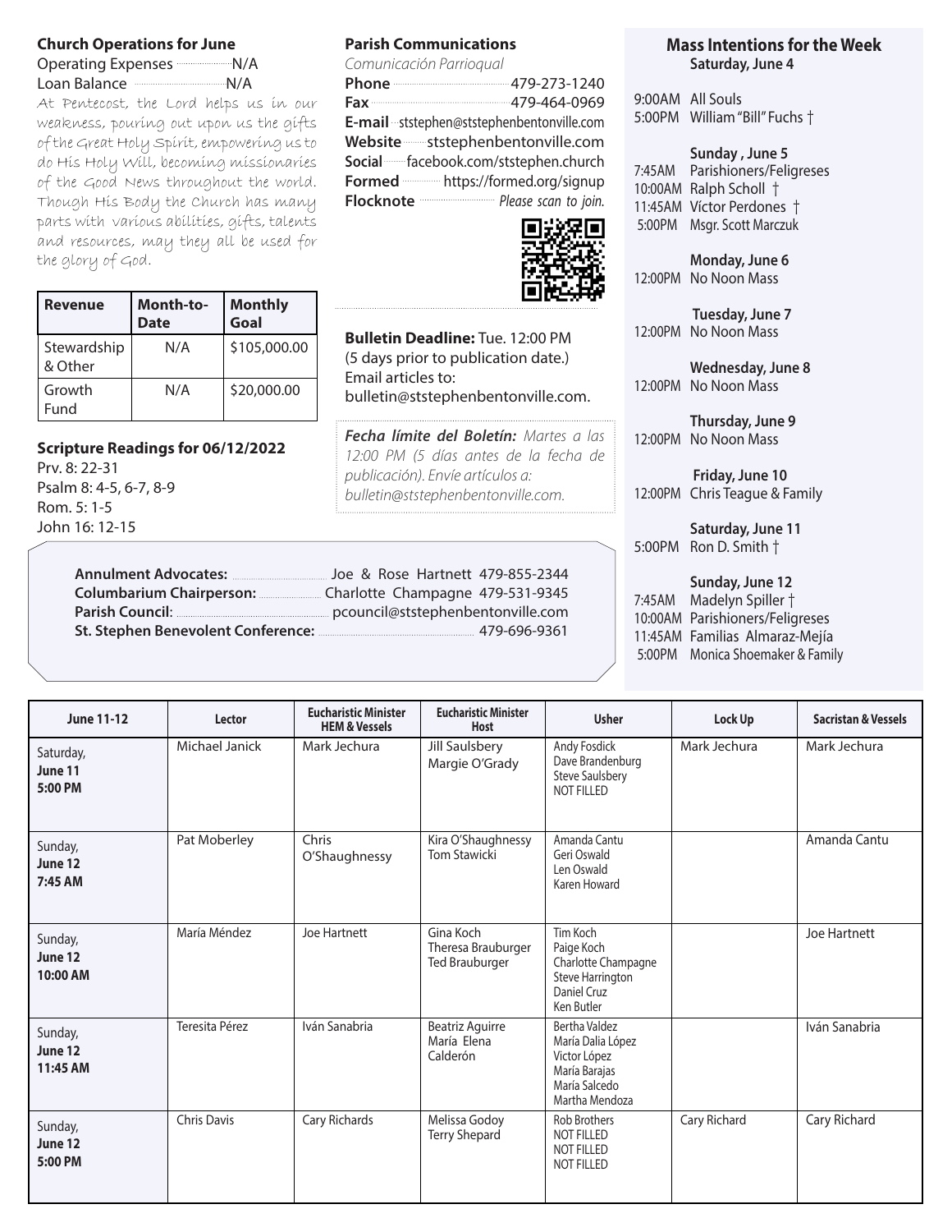## Church Operations for June

Operating Expenses ............ N/A
Loan Balance ............ N/A

At Pentecost, the Lord helps us in our weakness, pouring out upon us the gifts of the Great Holy Spirit, empowering us to do His Holy Will, becoming missionaries of the Good News throughout the world. Though His Body the Church has many parts with various abilities, gifts, talents and resources, may they all be used for the glory of God.

| Revenue | Month-to-Date | Monthly Goal |
|---|---|---|
| Stewardship & Other | N/A | \$105,000.00 |
| Growth Fund | N/A | \$20,000.00 |

## Scripture Readings for 06/12/2022

Prv. 8: 22-31
Psalm 8: 4-5, 6-7, 8-9
Rom. 5: 1-5
John 16: 12-15

## Parish Communications

*Comunicación Parrioqual*

**Phone** ............ 479-273-1240
**Fax** ............ 479-464-0969
**E-mail** ............ ststephen@ststephenbentonville.com
**Website** ............ ststephenbentonville.com
**Social** ............ facebook.com/ststephen.church
**Formed** ............ https://formed.org/signup
**Flocknote** ............ *Please scan to join.*

**Bulletin Deadline:** Tue. 12:00 PM (5 days prior to publication date.) Email articles to: bulletin@ststephenbentonville.com.

***Fecha límite del Boletín:*** *Martes a las 12:00 PM (5 días antes de la fecha de publicación). Envíe artículos a: bulletin@ststephenbentonville.com.*

**Annulment Advocates:** ............ Joe & Rose Hartnett 479-855-2344
**Columbarium Chairperson:** ............ Charlotte Champagne 479-531-9345
**Parish Council**: ............ pcouncil@ststephenbentonville.com
**St. Stephen Benevolent Conference:** ............ 479-696-9361

## Mass Intentions for the Week

**Saturday, June 4**
9:00AM All Souls
5:00PM William "Bill" Fuchs †

**Sunday , June 5**
7:45AM Parishioners/Feligreses
10:00AM Ralph Scholl †
11:45AM Víctor Perdones †
5:00PM Msgr. Scott Marczuk

**Monday, June 6**
12:00PM No Noon Mass

**Tuesday, June 7**
12:00PM No Noon Mass

**Wednesday, June 8**
12:00PM No Noon Mass

**Thursday, June 9**
12:00PM No Noon Mass

**Friday, June 10**
12:00PM Chris Teague & Family

**Saturday, June 11**
5:00PM Ron D. Smith †

**Sunday, June 12**
7:45AM Madelyn Spiller †
10:00AM Parishioners/Feligreses
11:45AM Familias Almaraz-Mejía
5:00PM Monica Shoemaker & Family

| June 11-12 | Lector | Eucharistic Minister HEM & Vessels | Eucharistic Minister Host | Usher | Lock Up | Sacristan & Vessels |
|---|---|---|---|---|---|---|
| Saturday, **June 11 5:00 PM** | Michael Janick | Mark Jechura | Jill Saulsbery<br>Margie O'Grady | Andy Fosdick<br>Dave Brandenburg<br>Steve Saulsbery<br>NOT FILLED | Mark Jechura | Mark Jechura |
| Sunday, **June 12 7:45 AM** | Pat Moberley | Chris O'Shaughnessy | Kira O'Shaughnessy<br>Tom Stawicki | Amanda Cantu<br>Geri Oswald<br>Len Oswald<br>Karen Howard | | Amanda Cantu |
| Sunday, **June 12 10:00 AM** | María Méndez | Joe Hartnett | Gina Koch<br>Theresa Brauburger<br>Ted Brauburger | Tim Koch<br>Paige Koch<br>Charlotte Champagne<br>Steve Harrington<br>Daniel Cruz<br>Ken Butler | | Joe Hartnett |
| Sunday, **June 12 11:45 AM** | Teresita Pérez | Iván Sanabria | Beatriz Aguirre<br>María Elena Calderón | Bertha Valdez<br>María Dalia López<br>Victor López<br>María Barajas<br>María Salcedo<br>Martha Mendoza | | Iván Sanabria |
| Sunday, **June 12 5:00 PM** | Chris Davis | Cary Richards | Melissa Godoy<br>Terry Shepard | Rob Brothers<br>NOT FILLED<br>NOT FILLED<br>NOT FILLED | Cary Richard | Cary Richard |